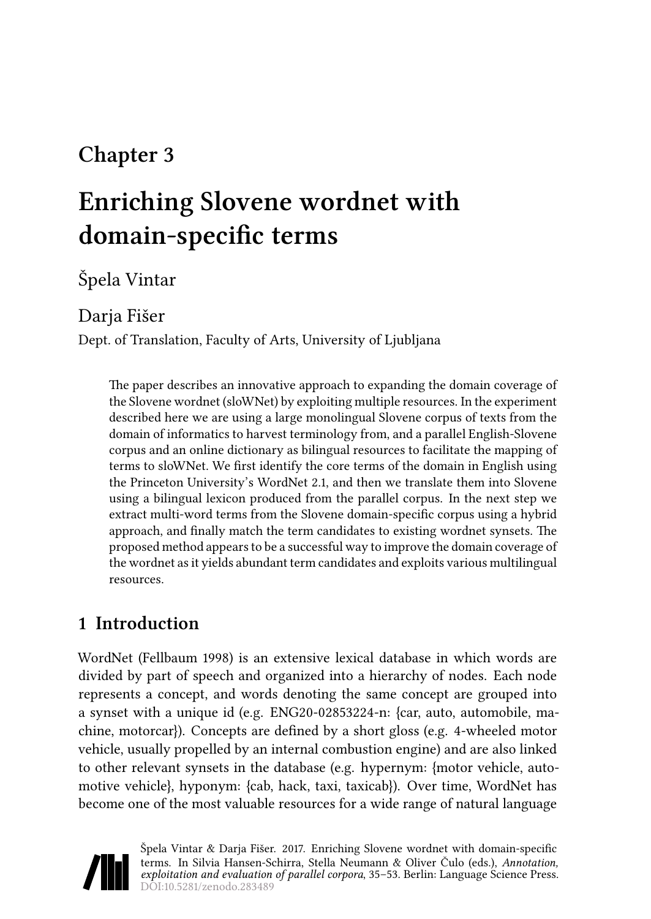# Chapter 3

# Enriching Slovene wordnet with domain-specific terms

Špela Vintar

Darja Fišer

Dept. of Translation, Faculty of Arts, University of Ljubljana

> The paper describes an innovative approach to expanding the domain coverage of the Slovene wordnet (sloWNet) by exploiting multiple resources. In the experiment described here we are using a large monolingual Slovene corpus of texts from the domain of informatics to harvest terminology from, and a parallel English-Slovene corpus and an online dictionary as bilingual resources to facilitate the mapping of terms to sloWNet. We first identify the core terms of the domain in English using the Princeton University's WordNet 2.1, and then we translate them into Slovene using a bilingual lexicon produced from the parallel corpus. In the next step we extract multi-word terms from the Slovene domain-specific corpus using a hybrid approach, and finally match the term candidates to existing wordnet synsets. The proposed method appears to be a successful way to improve the domain coverage of the wordnet as it yields abundant term candidates and exploits various multilingual resources.

## 1 Introduction

WordNet (Fellbaum 1998) is an extensive lexical database in which words are divided by part of speech and organized into a hierarchy of nodes. Each node represents a concept, and words denoting the same concept are grouped into a synset with a unique id (e.g. ENG20-02853224-n: {car, auto, automobile, machine, motorcar}). Concepts are defined by a short gloss (e.g. 4-wheeled motor vehicle, usually propelled by an internal combustion engine) and are also linked to other relevant synsets in the database (e.g. hypernym: {motor vehicle, automotive vehicle}, hyponym: {cab, hack, taxi, taxicab}). Over time, WordNet has become one of the most valuable resources for a wide range of natural language

Špela Vintar & Darja Fišer. 2017. Enriching Slovene wordnet with domain-specific terms. In Silvia Hansen-Schirra, Stella Neumann & Oliver Čulo (eds.), *Annotation, exploitation and evaluation of parallel corpora*, 35–53. Berlin: Language Science Press. DOI:10.5281/zenodo.283489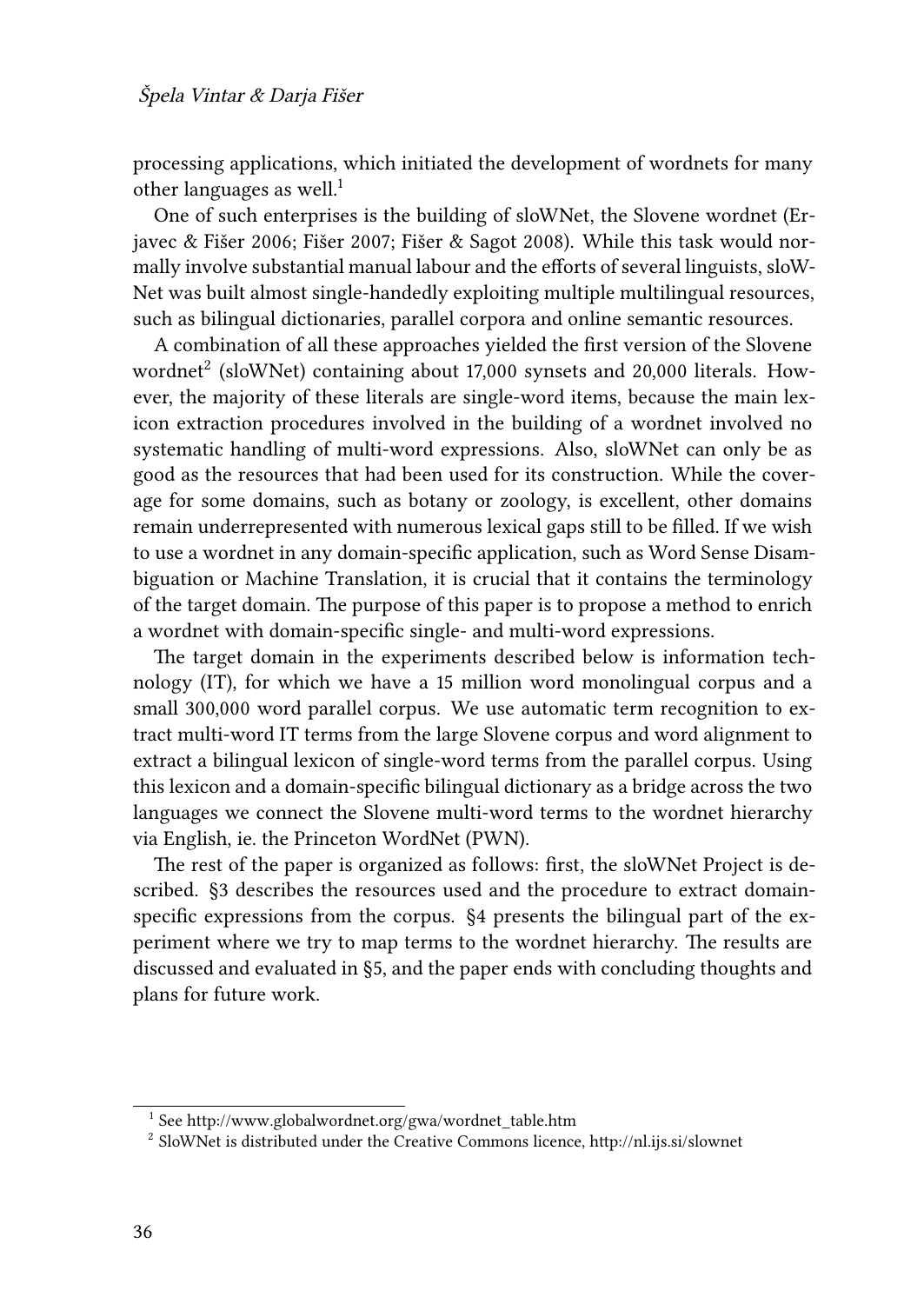processing applications, which initiated the development of wordnets for many other languages as well.[1]

One of such enterprises is the building of sloWNet, the Slovene wordnet (Erjavec & Fišer 2006; Fišer 2007; Fišer & Sagot 2008). While this task would normally involve substantial manual labour and the efforts of several linguists, sloWNet was built almost single-handedly exploiting multiple multilingual resources, such as bilingual dictionaries, parallel corpora and online semantic resources.

A combination of all these approaches yielded the first version of the Slovene wordnet[2] (sloWNet) containing about 17,000 synsets and 20,000 literals. However, the majority of these literals are single-word items, because the main lexicon extraction procedures involved in the building of a wordnet involved no systematic handling of multi-word expressions. Also, sloWNet can only be as good as the resources that had been used for its construction. While the coverage for some domains, such as botany or zoology, is excellent, other domains remain underrepresented with numerous lexical gaps still to be filled. If we wish to use a wordnet in any domain-specific application, such as Word Sense Disambiguation or Machine Translation, it is crucial that it contains the terminology of the target domain. The purpose of this paper is to propose a method to enrich a wordnet with domain-specific single- and multi-word expressions.

The target domain in the experiments described below is information technology (IT), for which we have a 15 million word monolingual corpus and a small 300,000 word parallel corpus. We use automatic term recognition to extract multi-word IT terms from the large Slovene corpus and word alignment to extract a bilingual lexicon of single-word terms from the parallel corpus. Using this lexicon and a domain-specific bilingual dictionary as a bridge across the two languages we connect the Slovene multi-word terms to the wordnet hierarchy via English, ie. the Princeton WordNet (PWN).

The rest of the paper is organized as follows: first, the sloWNet Project is described. §3 describes the resources used and the procedure to extract domain-specific expressions from the corpus. §4 presents the bilingual part of the experiment where we try to map terms to the wordnet hierarchy. The results are discussed and evaluated in §5, and the paper ends with concluding thoughts and plans for future work.

---

[1] See http://www.globalwordnet.org/gwa/wordnet_table.htm

[2] SloWNet is distributed under the Creative Commons licence, http://nl.ijs.si/slownet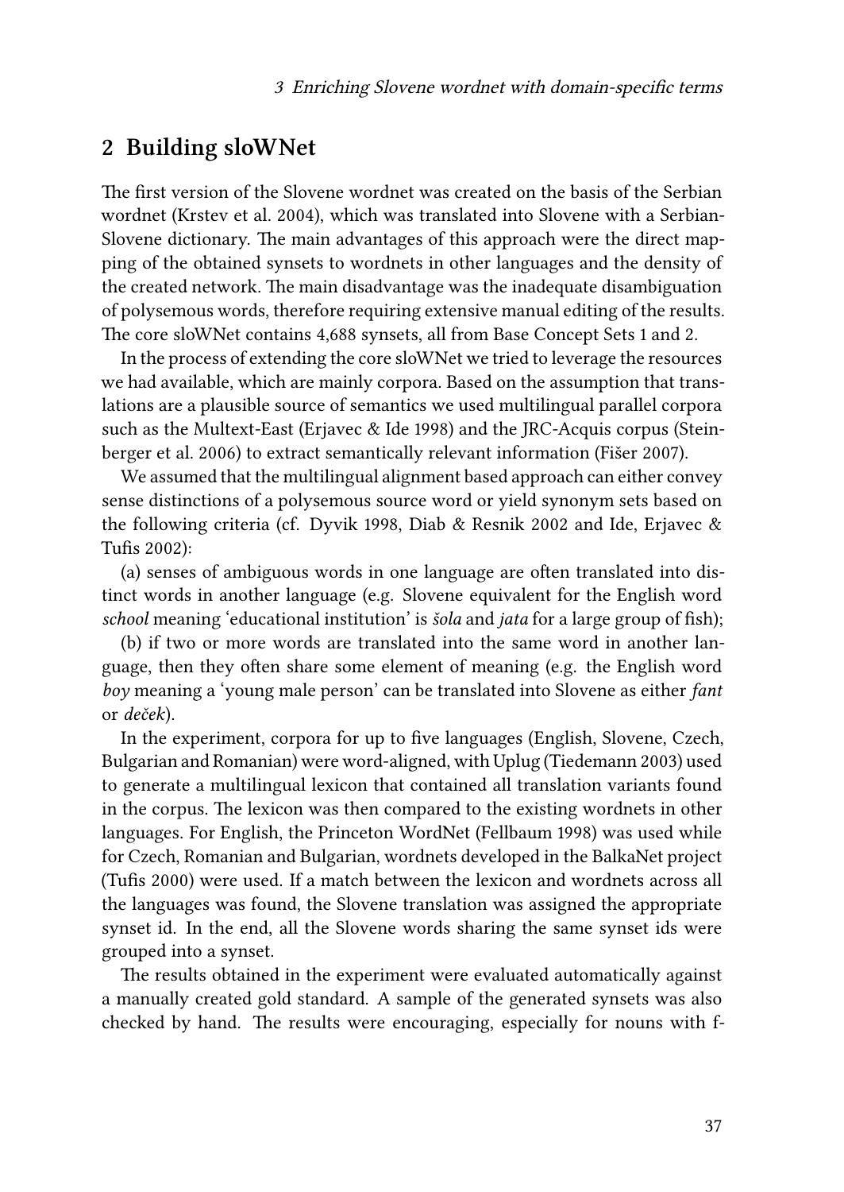## 2 Building sloWNet

The first version of the Slovene wordnet was created on the basis of the Serbian wordnet (Krstev et al. 2004), which was translated into Slovene with a Serbian-Slovene dictionary. The main advantages of this approach were the direct mapping of the obtained synsets to wordnets in other languages and the density of the created network. The main disadvantage was the inadequate disambiguation of polysemous words, therefore requiring extensive manual editing of the results. The core sloWNet contains 4,688 synsets, all from Base Concept Sets 1 and 2.

In the process of extending the core sloWNet we tried to leverage the resources we had available, which are mainly corpora. Based on the assumption that translations are a plausible source of semantics we used multilingual parallel corpora such as the Multext-East (Erjavec & Ide 1998) and the JRC-Acquis corpus (Steinberger et al. 2006) to extract semantically relevant information (Fišer 2007).

We assumed that the multilingual alignment based approach can either convey sense distinctions of a polysemous source word or yield synonym sets based on the following criteria (cf. Dyvik 1998, Diab & Resnik 2002 and Ide, Erjavec & Tufis 2002):

(a) senses of ambiguous words in one language are often translated into distinct words in another language (e.g. Slovene equivalent for the English word *school* meaning 'educational institution' is *šola* and *jata* for a large group of fish);

(b) if two or more words are translated into the same word in another language, then they often share some element of meaning (e.g. the English word *boy* meaning a 'young male person' can be translated into Slovene as either *fant* or *deček*).

In the experiment, corpora for up to five languages (English, Slovene, Czech, Bulgarian and Romanian) were word-aligned, with Uplug (Tiedemann 2003) used to generate a multilingual lexicon that contained all translation variants found in the corpus. The lexicon was then compared to the existing wordnets in other languages. For English, the Princeton WordNet (Fellbaum 1998) was used while for Czech, Romanian and Bulgarian, wordnets developed in the BalkaNet project (Tufis 2000) were used. If a match between the lexicon and wordnets across all the languages was found, the Slovene translation was assigned the appropriate synset id. In the end, all the Slovene words sharing the same synset ids were grouped into a synset.

The results obtained in the experiment were evaluated automatically against a manually created gold standard. A sample of the generated synsets was also checked by hand. The results were encouraging, especially for nouns with f-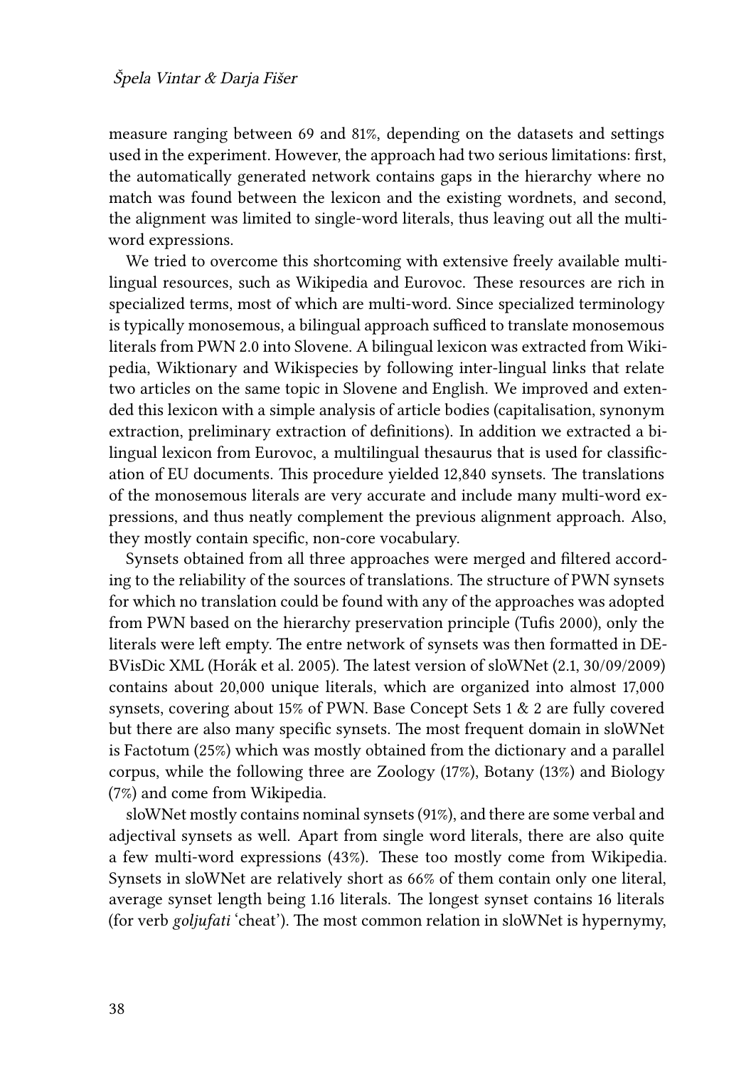measure ranging between 69 and 81%, depending on the datasets and settings used in the experiment. However, the approach had two serious limitations: first, the automatically generated network contains gaps in the hierarchy where no match was found between the lexicon and the existing wordnets, and second, the alignment was limited to single-word literals, thus leaving out all the multi-word expressions.

We tried to overcome this shortcoming with extensive freely available multilingual resources, such as Wikipedia and Eurovoc. These resources are rich in specialized terms, most of which are multi-word. Since specialized terminology is typically monosemous, a bilingual approach sufficed to translate monosemous literals from PWN 2.0 into Slovene. A bilingual lexicon was extracted from Wikipedia, Wiktionary and Wikispecies by following inter-lingual links that relate two articles on the same topic in Slovene and English. We improved and extended this lexicon with a simple analysis of article bodies (capitalisation, synonym extraction, preliminary extraction of definitions). In addition we extracted a bilingual lexicon from Eurovoc, a multilingual thesaurus that is used for classification of EU documents. This procedure yielded 12,840 synsets. The translations of the monosemous literals are very accurate and include many multi-word expressions, and thus neatly complement the previous alignment approach. Also, they mostly contain specific, non-core vocabulary.

Synsets obtained from all three approaches were merged and filtered according to the reliability of the sources of translations. The structure of PWN synsets for which no translation could be found with any of the approaches was adopted from PWN based on the hierarchy preservation principle (Tufis 2000), only the literals were left empty. The entre network of synsets was then formatted in DEBVisDic XML (Horák et al. 2005). The latest version of sloWNet (2.1, 30/09/2009) contains about 20,000 unique literals, which are organized into almost 17,000 synsets, covering about 15% of PWN. Base Concept Sets 1 & 2 are fully covered but there are also many specific synsets. The most frequent domain in sloWNet is Factotum (25%) which was mostly obtained from the dictionary and a parallel corpus, while the following three are Zoology (17%), Botany (13%) and Biology (7%) and come from Wikipedia.

sloWNet mostly contains nominal synsets (91%), and there are some verbal and adjectival synsets as well. Apart from single word literals, there are also quite a few multi-word expressions (43%). These too mostly come from Wikipedia. Synsets in sloWNet are relatively short as 66% of them contain only one literal, average synset length being 1.16 literals. The longest synset contains 16 literals (for verb *goljufati* 'cheat'). The most common relation in sloWNet is hypernymy,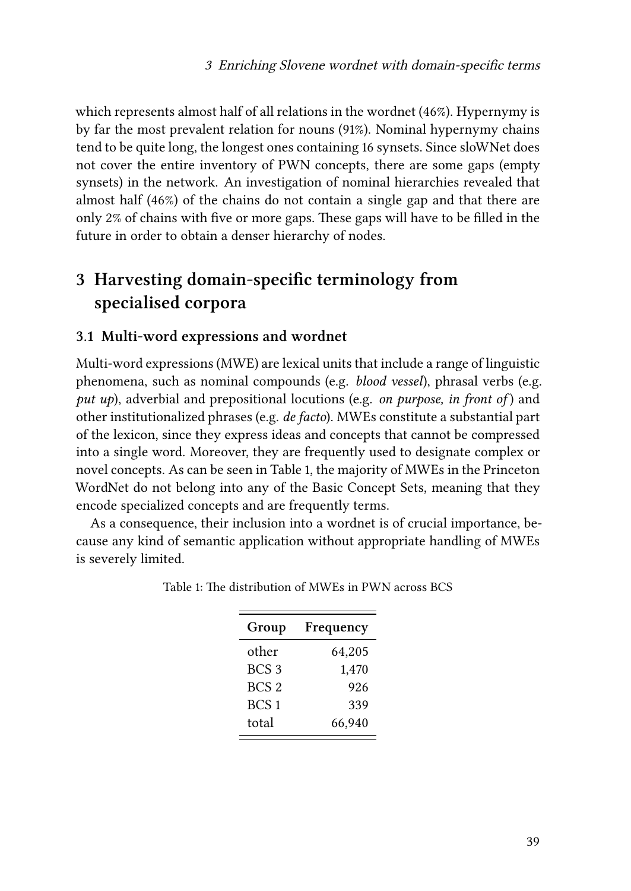which represents almost half of all relations in the wordnet (46%). Hypernymy is by far the most prevalent relation for nouns (91%). Nominal hypernymy chains tend to be quite long, the longest ones containing 16 synsets. Since sloWNet does not cover the entire inventory of PWN concepts, there are some gaps (empty synsets) in the network. An investigation of nominal hierarchies revealed that almost half (46%) of the chains do not contain a single gap and that there are only 2% of chains with five or more gaps. These gaps will have to be filled in the future in order to obtain a denser hierarchy of nodes.

## 3 Harvesting domain-specific terminology from specialised corpora

### 3.1 Multi-word expressions and wordnet

Multi-word expressions (MWE) are lexical units that include a range of linguistic phenomena, such as nominal compounds (e.g. *blood vessel*), phrasal verbs (e.g. *put up*), adverbial and prepositional locutions (e.g. *on purpose, in front of*) and other institutionalized phrases (e.g. *de facto*). MWEs constitute a substantial part of the lexicon, since they express ideas and concepts that cannot be compressed into a single word. Moreover, they are frequently used to designate complex or novel concepts. As can be seen in Table 1, the majority of MWEs in the Princeton WordNet do not belong into any of the Basic Concept Sets, meaning that they encode specialized concepts and are frequently terms.

As a consequence, their inclusion into a wordnet is of crucial importance, because any kind of semantic application without appropriate handling of MWEs is severely limited.

Table 1: The distribution of MWEs in PWN across BCS

| Group | Frequency |
|---|---:|
| other | 64,205 |
| BCS 3 | 1,470 |
| BCS 2 | 926 |
| BCS 1 | 339 |
| total | 66,940 |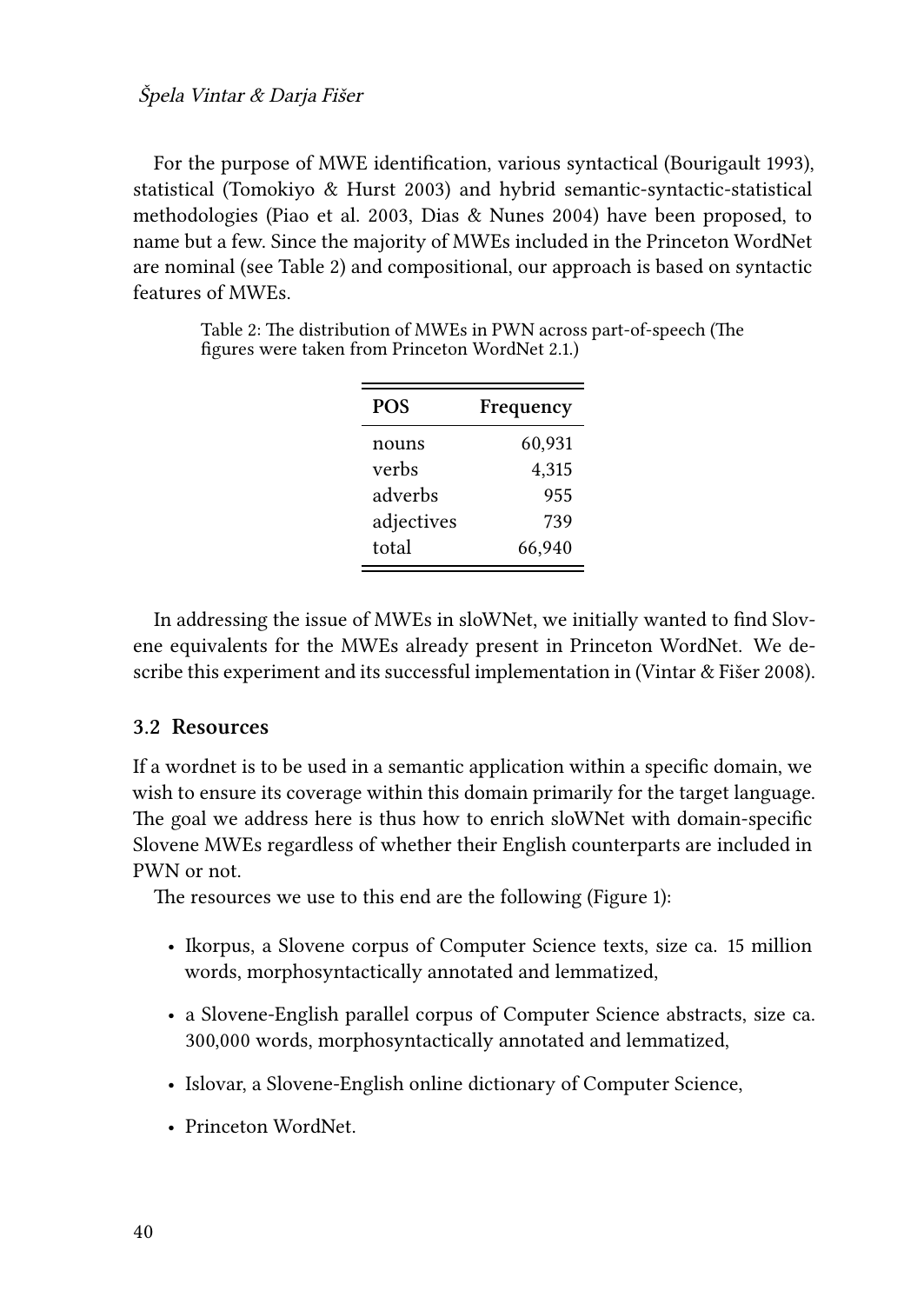For the purpose of MWE identification, various syntactical (Bourigault 1993), statistical (Tomokiyo & Hurst 2003) and hybrid semantic-syntactic-statistical methodologies (Piao et al. 2003, Dias & Nunes 2004) have been proposed, to name but a few. Since the majority of MWEs included in the Princeton WordNet are nominal (see Table 2) and compositional, our approach is based on syntactic features of MWEs.

Table 2: The distribution of MWEs in PWN across part-of-speech (The figures were taken from Princeton WordNet 2.1.)

| POS | Frequency |
|---|---:|
| nouns | 60,931 |
| verbs | 4,315 |
| adverbs | 955 |
| adjectives | 739 |
| total | 66,940 |

In addressing the issue of MWEs in sloWNet, we initially wanted to find Slovene equivalents for the MWEs already present in Princeton WordNet. We describe this experiment and its successful implementation in (Vintar & Fišer 2008).

### 3.2 Resources

If a wordnet is to be used in a semantic application within a specific domain, we wish to ensure its coverage within this domain primarily for the target language. The goal we address here is thus how to enrich sloWNet with domain-specific Slovene MWEs regardless of whether their English counterparts are included in PWN or not.

The resources we use to this end are the following (Figure 1):

- Ikorpus, a Slovene corpus of Computer Science texts, size ca. 15 million words, morphosyntactically annotated and lemmatized,
- a Slovene-English parallel corpus of Computer Science abstracts, size ca. 300,000 words, morphosyntactically annotated and lemmatized,
- Islovar, a Slovene-English online dictionary of Computer Science,
- Princeton WordNet.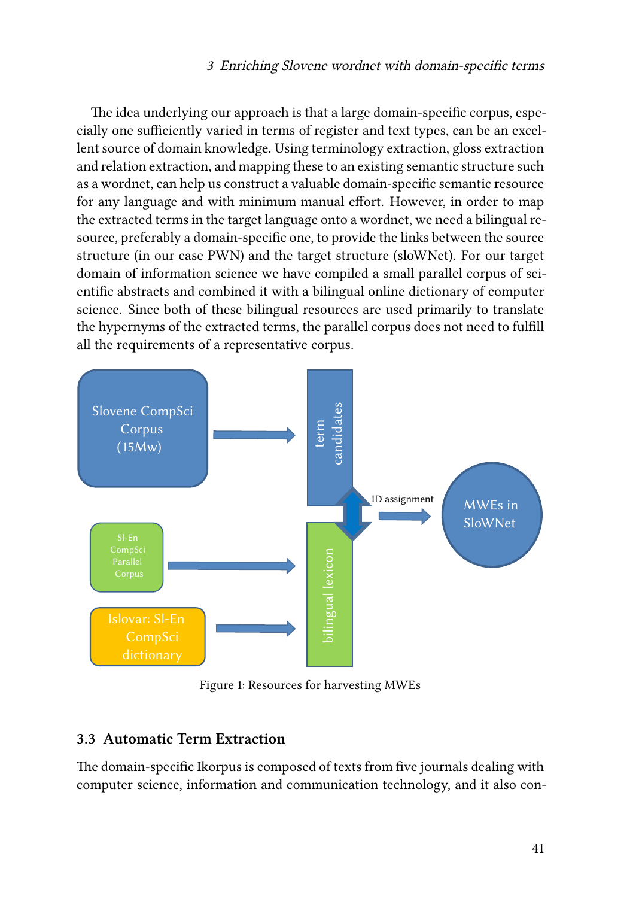The idea underlying our approach is that a large domain-specific corpus, especially one sufficiently varied in terms of register and text types, can be an excellent source of domain knowledge. Using terminology extraction, gloss extraction and relation extraction, and mapping these to an existing semantic structure such as a wordnet, can help us construct a valuable domain-specific semantic resource for any language and with minimum manual effort. However, in order to map the extracted terms in the target language onto a wordnet, we need a bilingual resource, preferably a domain-specific one, to provide the links between the source structure (in our case PWN) and the target structure (sloWNet). For our target domain of information science we have compiled a small parallel corpus of scientific abstracts and combined it with a bilingual online dictionary of computer science. Since both of these bilingual resources are used primarily to translate the hypernyms of the extracted terms, the parallel corpus does not need to fulfill all the requirements of a representative corpus.

Figure 1: Resources for harvesting MWEs

### 3.3 Automatic Term Extraction

The domain-specific Ikorpus is composed of texts from five journals dealing with computer science, information and communication technology, and it also con-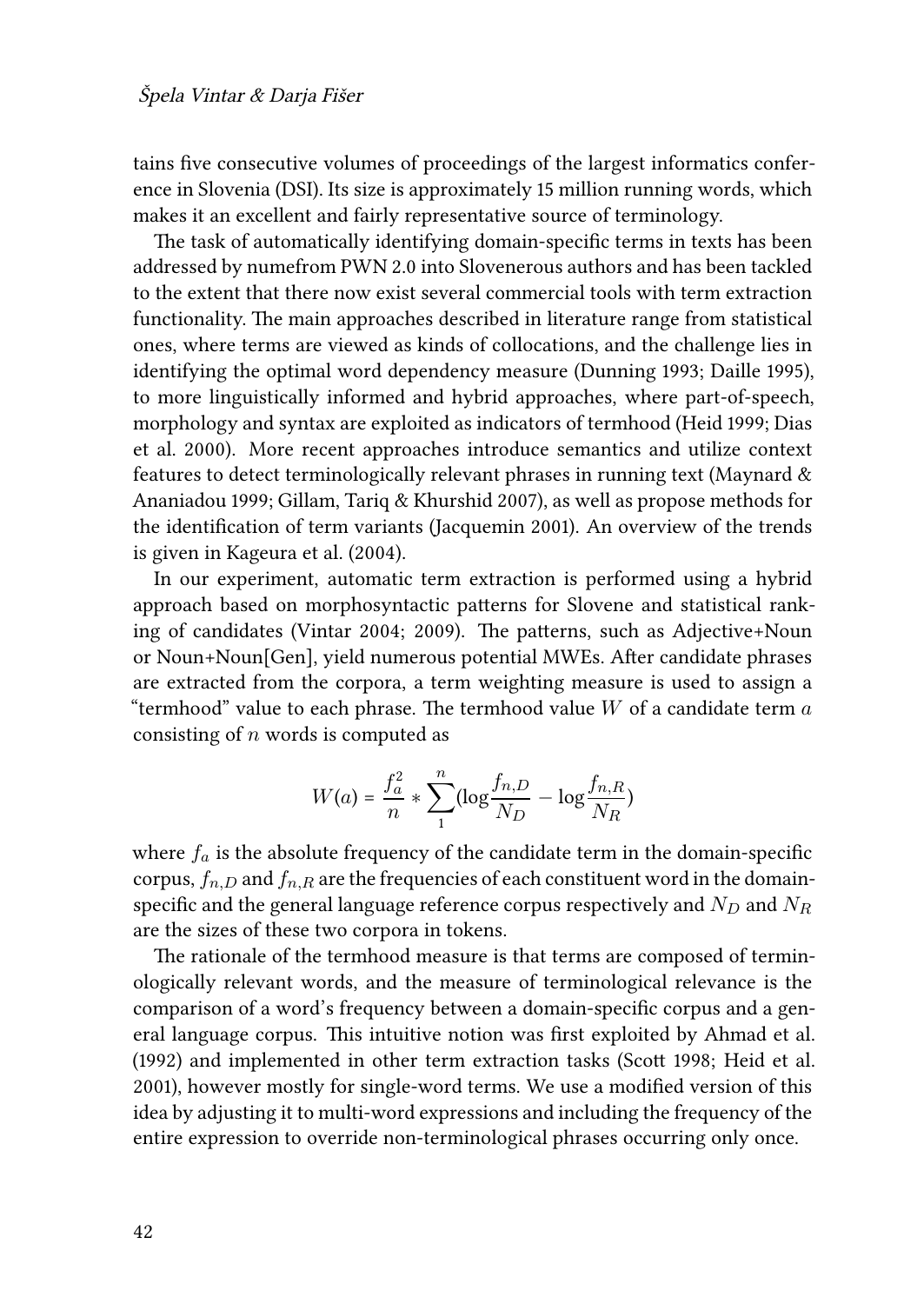tains five consecutive volumes of proceedings of the largest informatics conference in Slovenia (DSI). Its size is approximately 15 million running words, which makes it an excellent and fairly representative source of terminology.

The task of automatically identifying domain-specific terms in texts has been addressed by numefrom PWN 2.0 into Slovenerous authors and has been tackled to the extent that there now exist several commercial tools with term extraction functionality. The main approaches described in literature range from statistical ones, where terms are viewed as kinds of collocations, and the challenge lies in identifying the optimal word dependency measure (Dunning 1993; Daille 1995), to more linguistically informed and hybrid approaches, where part-of-speech, morphology and syntax are exploited as indicators of termhood (Heid 1999; Dias et al. 2000). More recent approaches introduce semantics and utilize context features to detect terminologically relevant phrases in running text (Maynard & Ananiadou 1999; Gillam, Tariq & Khurshid 2007), as well as propose methods for the identification of term variants (Jacquemin 2001). An overview of the trends is given in Kageura et al. (2004).

In our experiment, automatic term extraction is performed using a hybrid approach based on morphosyntactic patterns for Slovene and statistical ranking of candidates (Vintar 2004; 2009). The patterns, such as Adjective+Noun or Noun+Noun[Gen], yield numerous potential MWEs. After candidate phrases are extracted from the corpora, a term weighting measure is used to assign a "termhood" value to each phrase. The termhood value $W$ of a candidate term $a$ consisting of $n$ words is computed as

$$W(a) = \frac{f_a^2}{n} * \sum_{1}^{n}(\log\frac{f_{n,D}}{N_D} - \log\frac{f_{n,R}}{N_R})$$

where $f_a$ is the absolute frequency of the candidate term in the domain-specific corpus, $f_{n,D}$ and $f_{n,R}$ are the frequencies of each constituent word in the domain-specific and the general language reference corpus respectively and $N_D$ and $N_R$ are the sizes of these two corpora in tokens.

The rationale of the termhood measure is that terms are composed of terminologically relevant words, and the measure of terminological relevance is the comparison of a word's frequency between a domain-specific corpus and a general language corpus. This intuitive notion was first exploited by Ahmad et al. (1992) and implemented in other term extraction tasks (Scott 1998; Heid et al. 2001), however mostly for single-word terms. We use a modified version of this idea by adjusting it to multi-word expressions and including the frequency of the entire expression to override non-terminological phrases occurring only once.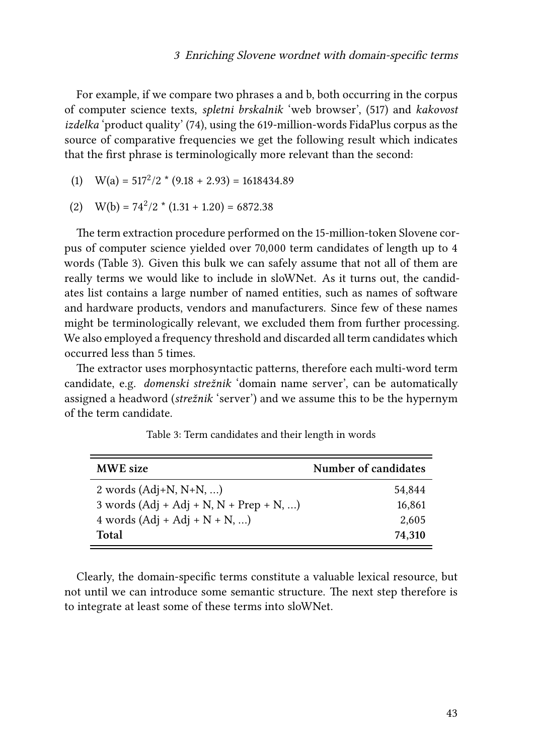For example, if we compare two phrases a and b, both occurring in the corpus of computer science texts, *spletni brskalnik* 'web browser', (517) and *kakovost izdelka* 'product quality' (74), using the 619-million-words FidaPlus corpus as the source of comparative frequencies we get the following result which indicates that the first phrase is terminologically more relevant than the second:

(1) $W(a) = 517^2/2 * (9.18 + 2.93) = 1618434.89$

(2) $W(b) = 74^2/2 * (1.31 + 1.20) = 6872.38$

The term extraction procedure performed on the 15-million-token Slovene corpus of computer science yielded over 70,000 term candidates of length up to 4 words (Table 3). Given this bulk we can safely assume that not all of them are really terms we would like to include in sloWNet. As it turns out, the candidates list contains a large number of named entities, such as names of software and hardware products, vendors and manufacturers. Since few of these names might be terminologically relevant, we excluded them from further processing. We also employed a frequency threshold and discarded all term candidates which occurred less than 5 times.

The extractor uses morphosyntactic patterns, therefore each multi-word term candidate, e.g. *domenski strežnik* 'domain name server', can be automatically assigned a headword (*strežnik* 'server') and we assume this to be the hypernym of the term candidate.

Table 3: Term candidates and their length in words

| MWE size | Number of candidates |
|---|---:|
| 2 words (Adj+N, N+N, ...) | 54,844 |
| 3 words (Adj + Adj + N, N + Prep + N, ...) | 16,861 |
| 4 words (Adj + Adj + N + N, ...) | 2,605 |
| **Total** | **74,310** |

Clearly, the domain-specific terms constitute a valuable lexical resource, but not until we can introduce some semantic structure. The next step therefore is to integrate at least some of these terms into sloWNet.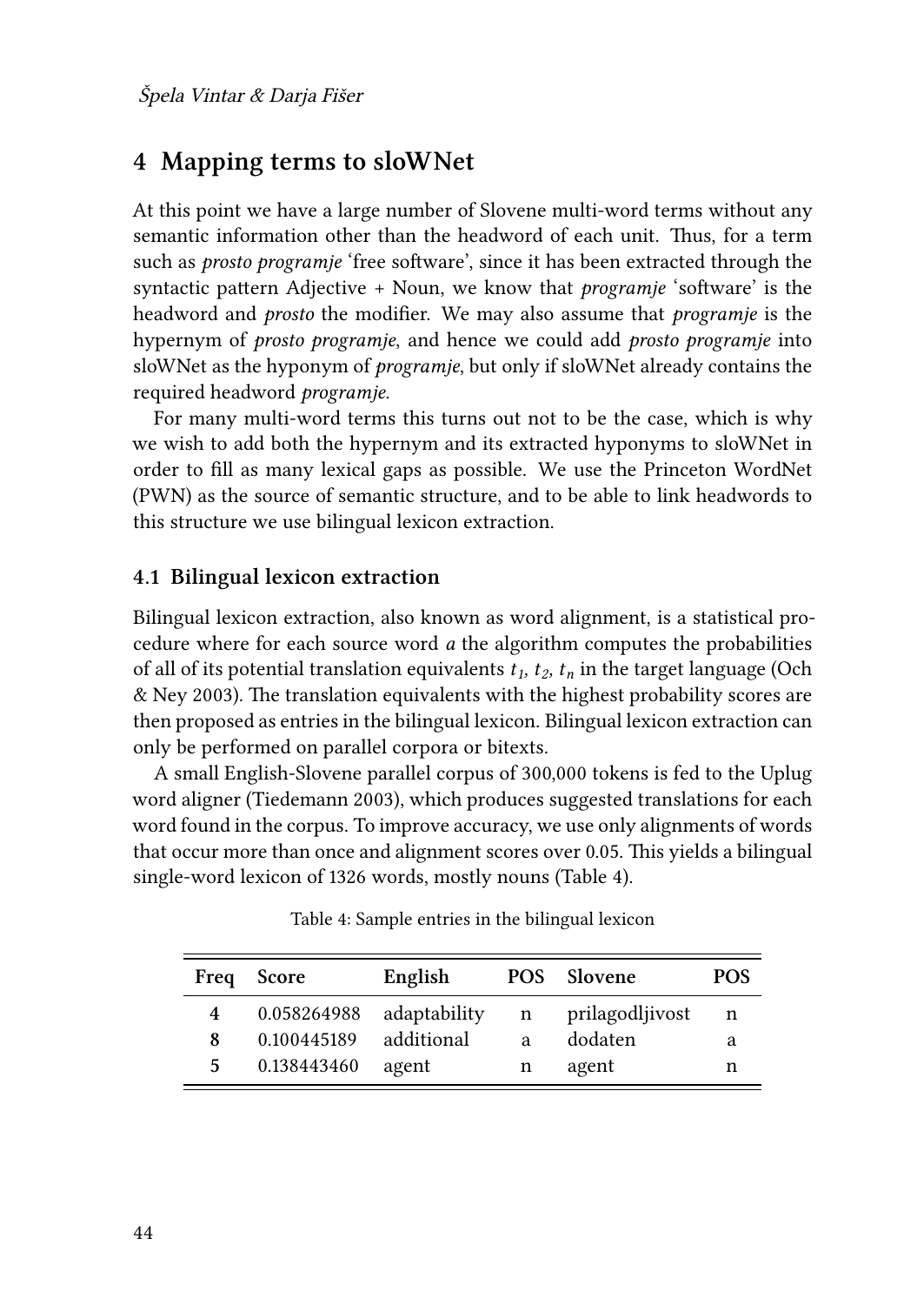## 4 Mapping terms to sloWNet

At this point we have a large number of Slovene multi-word terms without any semantic information other than the headword of each unit. Thus, for a term such as *prosto programje* 'free software', since it has been extracted through the syntactic pattern Adjective + Noun, we know that *programje* 'software' is the headword and *prosto* the modifier. We may also assume that *programje* is the hypernym of *prosto programje*, and hence we could add *prosto programje* into sloWNet as the hyponym of *programje*, but only if sloWNet already contains the required headword *programje*.

For many multi-word terms this turns out not to be the case, which is why we wish to add both the hypernym and its extracted hyponyms to sloWNet in order to fill as many lexical gaps as possible. We use the Princeton WordNet (PWN) as the source of semantic structure, and to be able to link headwords to this structure we use bilingual lexicon extraction.

### 4.1 Bilingual lexicon extraction

Bilingual lexicon extraction, also known as word alignment, is a statistical procedure where for each source word *a* the algorithm computes the probabilities of all of its potential translation equivalents $t_1$, $t_2$, $t_n$ in the target language (Och & Ney 2003). The translation equivalents with the highest probability scores are then proposed as entries in the bilingual lexicon. Bilingual lexicon extraction can only be performed on parallel corpora or bitexts.

A small English-Slovene parallel corpus of 300,000 tokens is fed to the Uplug word aligner (Tiedemann 2003), which produces suggested translations for each word found in the corpus. To improve accuracy, we use only alignments of words that occur more than once and alignment scores over 0.05. This yields a bilingual single-word lexicon of 1326 words, mostly nouns (Table 4).

Table 4: Sample entries in the bilingual lexicon

| Freq | Score | English | POS | Slovene | POS |
|---|---|---|---|---|---|
| **4** | 0.058264988 | adaptability | n | prilagodljivost | n |
| **8** | 0.100445189 | additional | a | dodaten | a |
| **5** | 0.138443460 | agent | n | agent | n |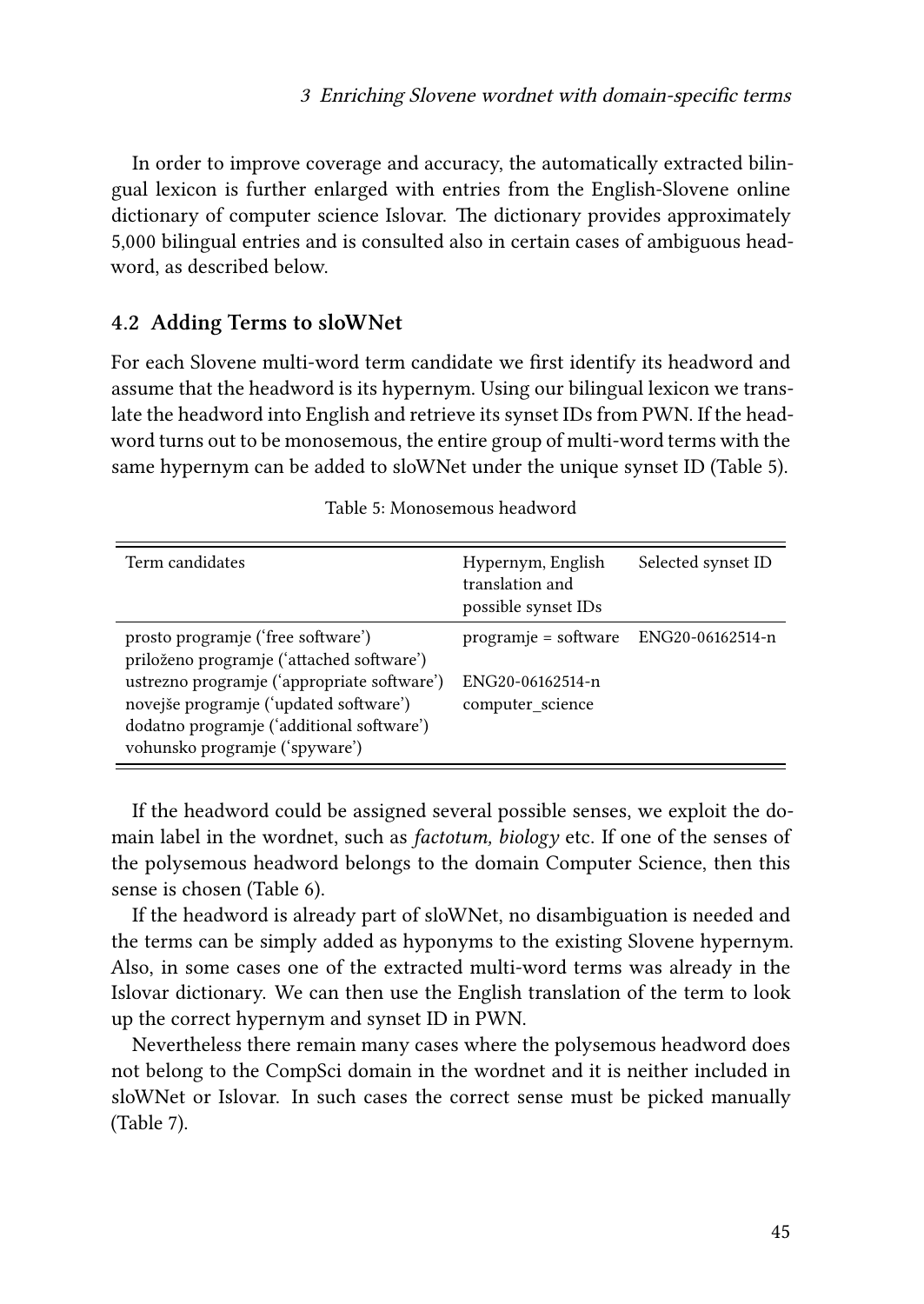In order to improve coverage and accuracy, the automatically extracted bilingual lexicon is further enlarged with entries from the English-Slovene online dictionary of computer science Islovar. The dictionary provides approximately 5,000 bilingual entries and is consulted also in certain cases of ambiguous headword, as described below.

## 4.2 Adding Terms to sloWNet

For each Slovene multi-word term candidate we first identify its headword and assume that the headword is its hypernym. Using our bilingual lexicon we translate the headword into English and retrieve its synset IDs from PWN. If the headword turns out to be monosemous, the entire group of multi-word terms with the same hypernym can be added to sloWNet under the unique synset ID (Table 5).

Table 5: Monosemous headword

| Term candidates | Hypernym, English translation and possible synset IDs | Selected synset ID |
|---|---|---|
| prosto programje ('free software')<br>priloženo programje ('attached software')<br>ustrezno programje ('appropriate software')<br>novejše programje ('updated software')<br>dodatno programje ('additional software')<br>vohunsko programje ('spyware') | programje = software<br><br>ENG20-06162514-n<br>computer_science | ENG20-06162514-n |

If the headword could be assigned several possible senses, we exploit the domain label in the wordnet, such as *factotum, biology* etc. If one of the senses of the polysemous headword belongs to the domain Computer Science, then this sense is chosen (Table 6).

If the headword is already part of sloWNet, no disambiguation is needed and the terms can be simply added as hyponyms to the existing Slovene hypernym. Also, in some cases one of the extracted multi-word terms was already in the Islovar dictionary. We can then use the English translation of the term to look up the correct hypernym and synset ID in PWN.

Nevertheless there remain many cases where the polysemous headword does not belong to the CompSci domain in the wordnet and it is neither included in sloWNet or Islovar. In such cases the correct sense must be picked manually (Table 7).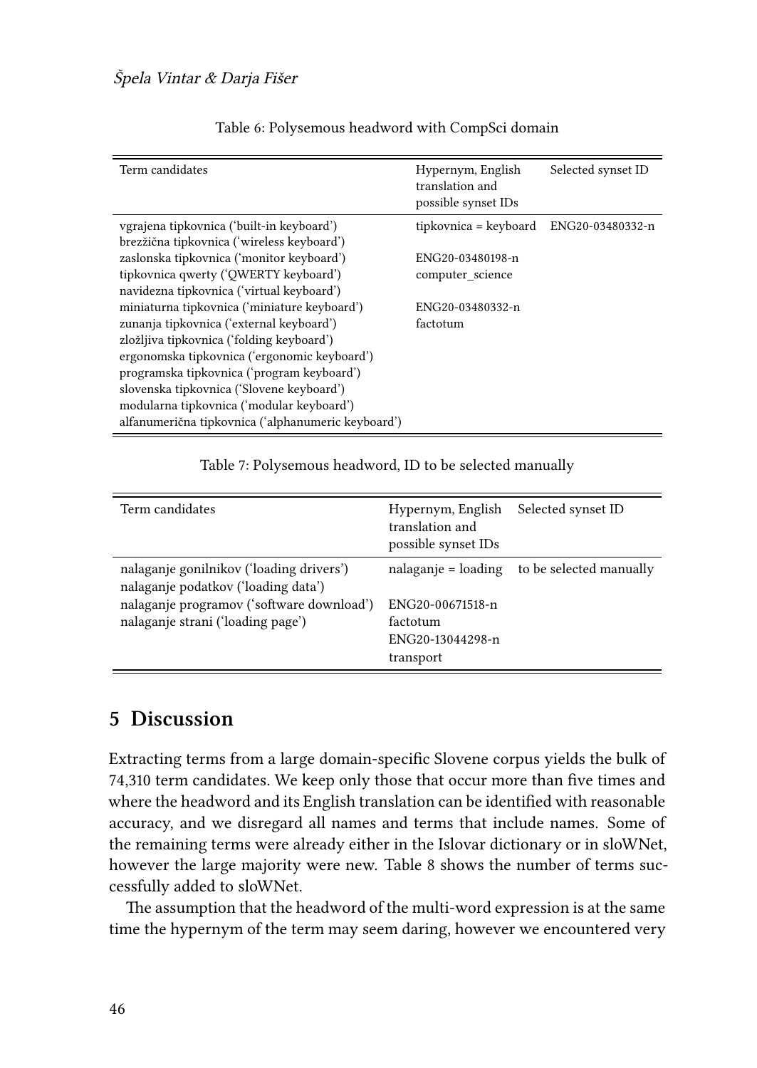Table 6: Polysemous headword with CompSci domain

| Term candidates | Hypernym, English translation and possible synset IDs | Selected synset ID |
|---|---|---|
| vgrajena tipkovnica ('built-in keyboard') | tipkovnica = keyboard | ENG20-03480332-n |
| brezžična tipkovnica ('wireless keyboard') | | |
| zaslonska tipkovnica ('monitor keyboard') | ENG20-03480198-n | |
| tipkovnica qwerty ('QWERTY keyboard') | computer_science | |
| navidezna tipkovnica ('virtual keyboard') | | |
| miniaturna tipkovnica ('miniature keyboard') | ENG20-03480332-n | |
| zunanja tipkovnica ('external keyboard') | factotum | |
| zložljiva tipkovnica ('folding keyboard') | | |
| ergonomska tipkovnica ('ergonomic keyboard') | | |
| programska tipkovnica ('program keyboard') | | |
| slovenska tipkovnica ('Slovene keyboard') | | |
| modularna tipkovnica ('modular keyboard') | | |
| alfanumerična tipkovnica ('alphanumeric keyboard') | | |

Table 7: Polysemous headword, ID to be selected manually

| Term candidates | Hypernym, English translation and possible synset IDs | Selected synset ID |
|---|---|---|
| nalaganje gonilnikov ('loading drivers') | nalaganje = loading | to be selected manually |
| nalaganje podatkov ('loading data') | | |
| nalaganje programov ('software download') | ENG20-00671518-n | |
| nalaganje strani ('loading page') | factotum | |
| | ENG20-13044298-n | |
| | transport | |

## 5 Discussion

Extracting terms from a large domain-specific Slovene corpus yields the bulk of 74,310 term candidates. We keep only those that occur more than five times and where the headword and its English translation can be identified with reasonable accuracy, and we disregard all names and terms that include names. Some of the remaining terms were already either in the Islovar dictionary or in sloWNet, however the large majority were new. Table 8 shows the number of terms successfully added to sloWNet.

The assumption that the headword of the multi-word expression is at the same time the hypernym of the term may seem daring, however we encountered very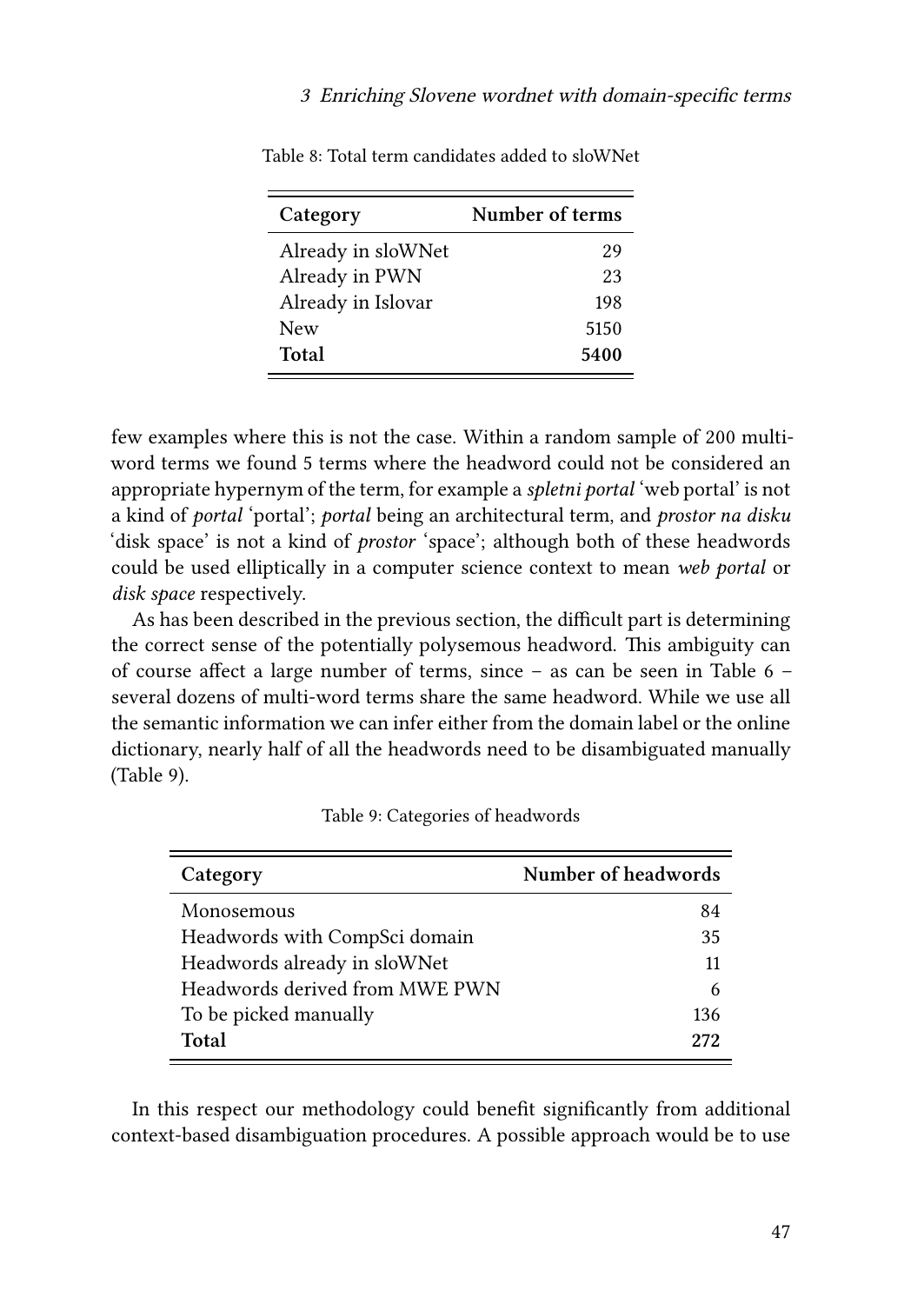Table 8: Total term candidates added to sloWNet

| Category | Number of terms |
|---|---|
| Already in sloWNet | 29 |
| Already in PWN | 23 |
| Already in Islovar | 198 |
| New | 5150 |
| **Total** | **5400** |

few examples where this is not the case. Within a random sample of 200 multi-word terms we found 5 terms where the headword could not be considered an appropriate hypernym of the term, for example a *spletni portal* 'web portal' is not a kind of *portal* 'portal'; *portal* being an architectural term, and *prostor na disku* 'disk space' is not a kind of *prostor* 'space'; although both of these headwords could be used elliptically in a computer science context to mean *web portal* or *disk space* respectively.

As has been described in the previous section, the difficult part is determining the correct sense of the potentially polysemous headword. This ambiguity can of course affect a large number of terms, since – as can be seen in Table 6 – several dozens of multi-word terms share the same headword. While we use all the semantic information we can infer either from the domain label or the online dictionary, nearly half of all the headwords need to be disambiguated manually (Table 9).

Table 9: Categories of headwords

| Category | Number of headwords |
|---|---|
| Monosemous | 84 |
| Headwords with CompSci domain | 35 |
| Headwords already in sloWNet | 11 |
| Headwords derived from MWE PWN | 6 |
| To be picked manually | 136 |
| **Total** | **272** |

In this respect our methodology could benefit significantly from additional context-based disambiguation procedures. A possible approach would be to use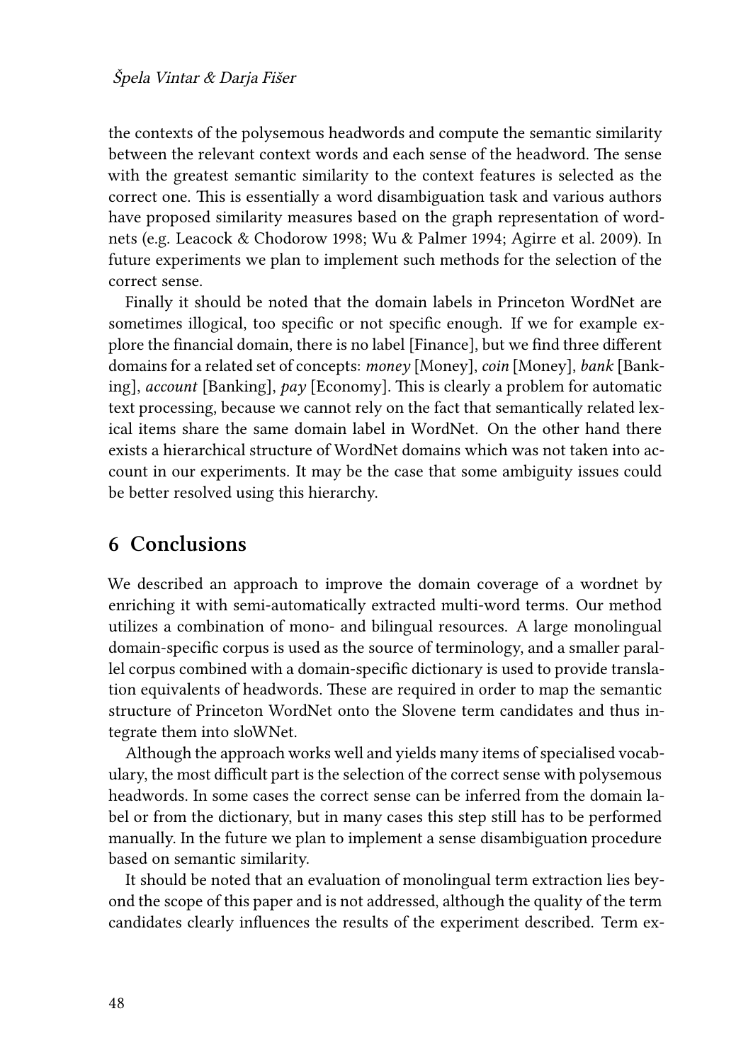the contexts of the polysemous headwords and compute the semantic similarity between the relevant context words and each sense of the headword. The sense with the greatest semantic similarity to the context features is selected as the correct one. This is essentially a word disambiguation task and various authors have proposed similarity measures based on the graph representation of wordnets (e.g. Leacock & Chodorow 1998; Wu & Palmer 1994; Agirre et al. 2009). In future experiments we plan to implement such methods for the selection of the correct sense.

Finally it should be noted that the domain labels in Princeton WordNet are sometimes illogical, too specific or not specific enough. If we for example explore the financial domain, there is no label [Finance], but we find three different domains for a related set of concepts: *money* [Money], *coin* [Money], *bank* [Banking], *account* [Banking], *pay* [Economy]. This is clearly a problem for automatic text processing, because we cannot rely on the fact that semantically related lexical items share the same domain label in WordNet. On the other hand there exists a hierarchical structure of WordNet domains which was not taken into account in our experiments. It may be the case that some ambiguity issues could be better resolved using this hierarchy.

## 6 Conclusions

We described an approach to improve the domain coverage of a wordnet by enriching it with semi-automatically extracted multi-word terms. Our method utilizes a combination of mono- and bilingual resources. A large monolingual domain-specific corpus is used as the source of terminology, and a smaller parallel corpus combined with a domain-specific dictionary is used to provide translation equivalents of headwords. These are required in order to map the semantic structure of Princeton WordNet onto the Slovene term candidates and thus integrate them into sloWNet.

Although the approach works well and yields many items of specialised vocabulary, the most difficult part is the selection of the correct sense with polysemous headwords. In some cases the correct sense can be inferred from the domain label or from the dictionary, but in many cases this step still has to be performed manually. In the future we plan to implement a sense disambiguation procedure based on semantic similarity.

It should be noted that an evaluation of monolingual term extraction lies beyond the scope of this paper and is not addressed, although the quality of the term candidates clearly influences the results of the experiment described. Term ex-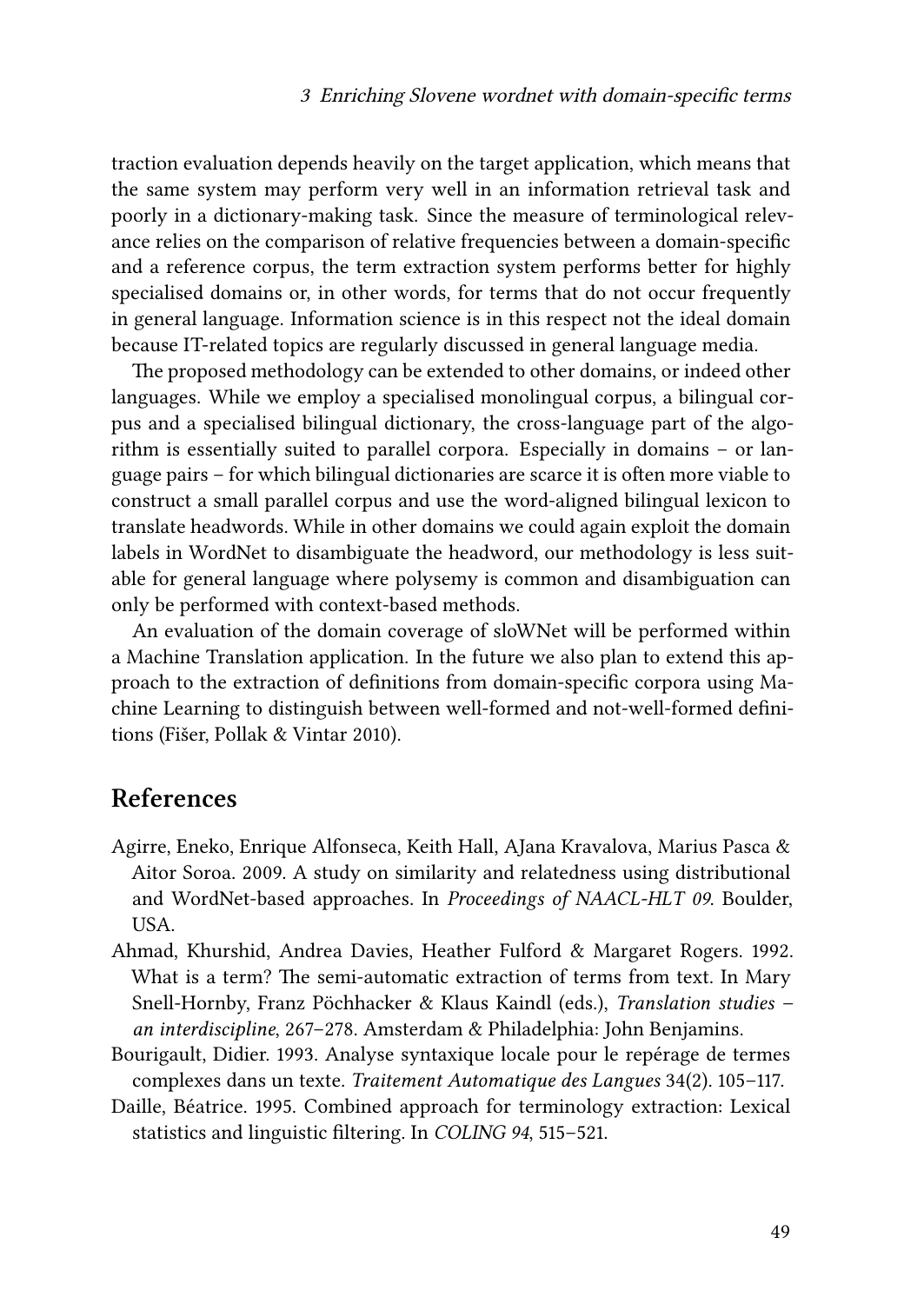traction evaluation depends heavily on the target application, which means that the same system may perform very well in an information retrieval task and poorly in a dictionary-making task. Since the measure of terminological relevance relies on the comparison of relative frequencies between a domain-specific and a reference corpus, the term extraction system performs better for highly specialised domains or, in other words, for terms that do not occur frequently in general language. Information science is in this respect not the ideal domain because IT-related topics are regularly discussed in general language media.

The proposed methodology can be extended to other domains, or indeed other languages. While we employ a specialised monolingual corpus, a bilingual corpus and a specialised bilingual dictionary, the cross-language part of the algorithm is essentially suited to parallel corpora. Especially in domains – or language pairs – for which bilingual dictionaries are scarce it is often more viable to construct a small parallel corpus and use the word-aligned bilingual lexicon to translate headwords. While in other domains we could again exploit the domain labels in WordNet to disambiguate the headword, our methodology is less suitable for general language where polysemy is common and disambiguation can only be performed with context-based methods.

An evaluation of the domain coverage of sloWNet will be performed within a Machine Translation application. In the future we also plan to extend this approach to the extraction of definitions from domain-specific corpora using Machine Learning to distinguish between well-formed and not-well-formed definitions (Fišer, Pollak & Vintar 2010).

## References

Agirre, Eneko, Enrique Alfonseca, Keith Hall, AJana Kravalova, Marius Pasca & Aitor Soroa. 2009. A study on similarity and relatedness using distributional and WordNet-based approaches. In *Proceedings of NAACL-HLT 09*. Boulder, USA.

Ahmad, Khurshid, Andrea Davies, Heather Fulford & Margaret Rogers. 1992. What is a term? The semi-automatic extraction of terms from text. In Mary Snell-Hornby, Franz Pöchhacker & Klaus Kaindl (eds.), *Translation studies – an interdiscipline*, 267–278. Amsterdam & Philadelphia: John Benjamins.

Bourigault, Didier. 1993. Analyse syntaxique locale pour le repérage de termes complexes dans un texte. *Traitement Automatique des Langues* 34(2). 105–117.

Daille, Béatrice. 1995. Combined approach for terminology extraction: Lexical statistics and linguistic filtering. In *COLING 94*, 515–521.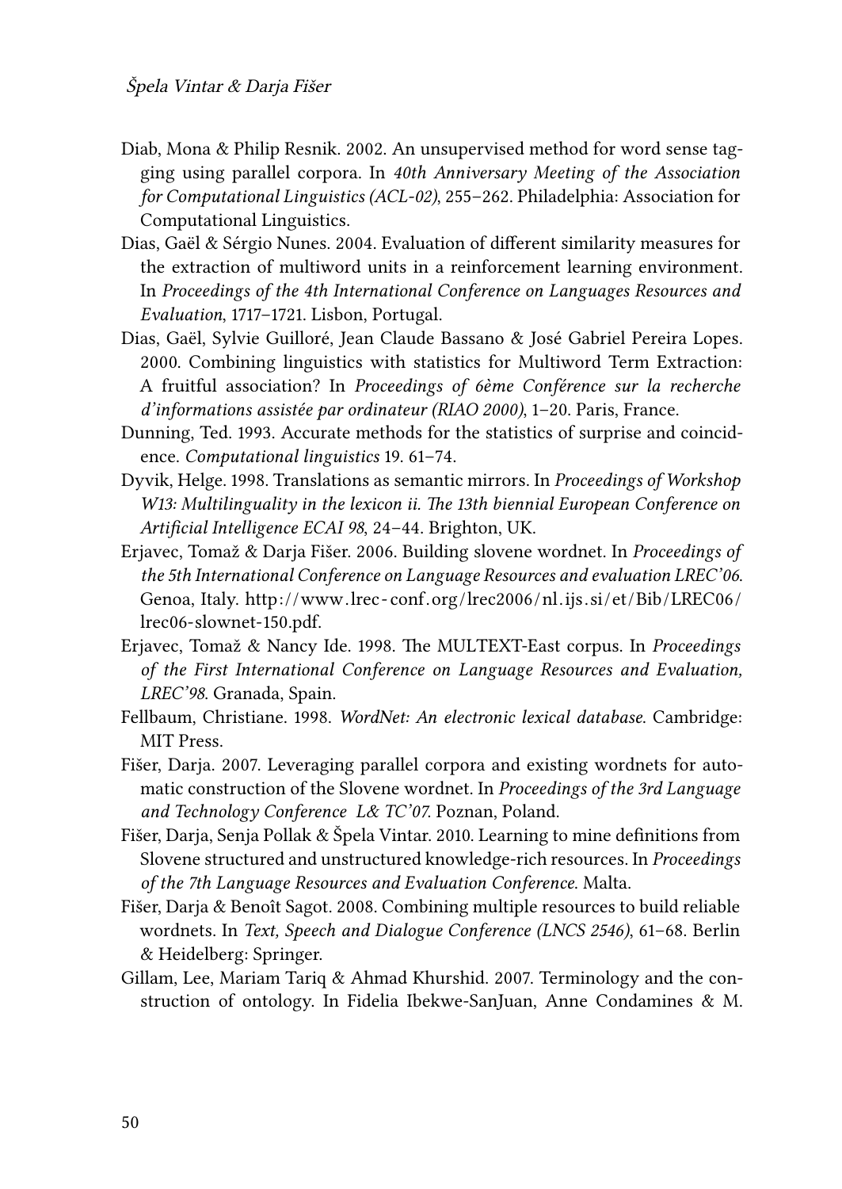Diab, Mona & Philip Resnik. 2002. An unsupervised method for word sense tagging using parallel corpora. In *40th Anniversary Meeting of the Association for Computational Linguistics (ACL-02)*, 255–262. Philadelphia: Association for Computational Linguistics.

Dias, Gaël & Sérgio Nunes. 2004. Evaluation of different similarity measures for the extraction of multiword units in a reinforcement learning environment. In *Proceedings of the 4th International Conference on Languages Resources and Evaluation*, 1717–1721. Lisbon, Portugal.

Dias, Gaël, Sylvie Guilloré, Jean Claude Bassano & José Gabriel Pereira Lopes. 2000. Combining linguistics with statistics for Multiword Term Extraction: A fruitful association? In *Proceedings of 6ème Conférence sur la recherche d'informations assistée par ordinateur (RIAO 2000)*, 1–20. Paris, France.

Dunning, Ted. 1993. Accurate methods for the statistics of surprise and coincidence. *Computational linguistics* 19. 61–74.

Dyvik, Helge. 1998. Translations as semantic mirrors. In *Proceedings of Workshop W13: Multilinguality in the lexicon ii. The 13th biennial European Conference on Artificial Intelligence ECAI 98*, 24–44. Brighton, UK.

Erjavec, Tomaž & Darja Fišer. 2006. Building slovene wordnet. In *Proceedings of the 5th International Conference on Language Resources and evaluation LREC'06*. Genoa, Italy. http://www.lrec-conf.org/lrec2006/nl.ijs.si/et/Bib/LREC06/lrec06-slownet-150.pdf.

Erjavec, Tomaž & Nancy Ide. 1998. The MULTEXT-East corpus. In *Proceedings of the First International Conference on Language Resources and Evaluation, LREC'98*. Granada, Spain.

Fellbaum, Christiane. 1998. *WordNet: An electronic lexical database*. Cambridge: MIT Press.

Fišer, Darja. 2007. Leveraging parallel corpora and existing wordnets for automatic construction of the Slovene wordnet. In *Proceedings of the 3rd Language and Technology Conference L& TC'07*. Poznan, Poland.

Fišer, Darja, Senja Pollak & Špela Vintar. 2010. Learning to mine definitions from Slovene structured and unstructured knowledge-rich resources. In *Proceedings of the 7th Language Resources and Evaluation Conference*. Malta.

Fišer, Darja & Benoît Sagot. 2008. Combining multiple resources to build reliable wordnets. In *Text, Speech and Dialogue Conference (LNCS 2546)*, 61–68. Berlin & Heidelberg: Springer.

Gillam, Lee, Mariam Tariq & Ahmad Khurshid. 2007. Terminology and the construction of ontology. In Fidelia Ibekwe-SanJuan, Anne Condamines & M.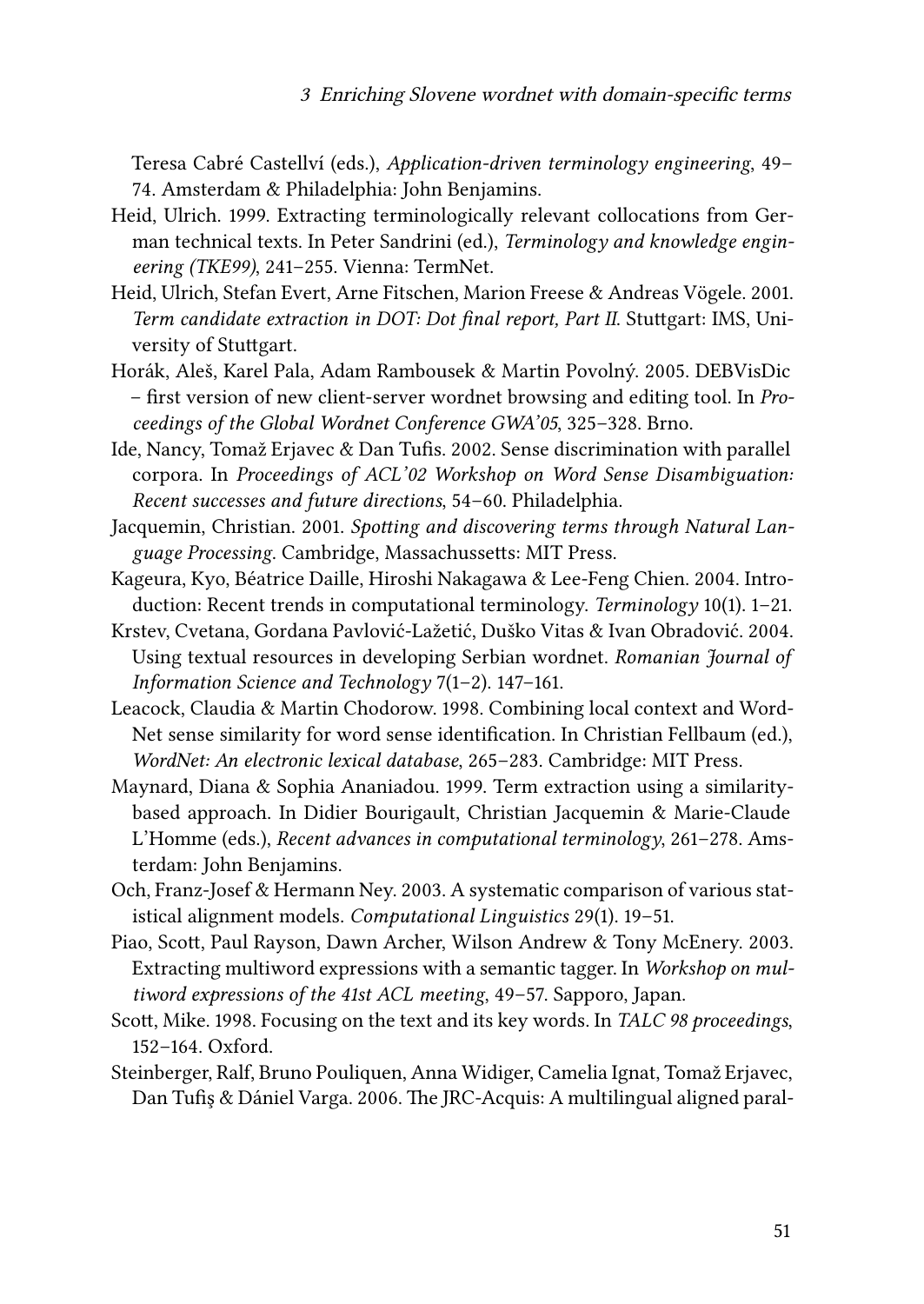Teresa Cabré Castellví (eds.), *Application-driven terminology engineering*, 49–74. Amsterdam & Philadelphia: John Benjamins.

Heid, Ulrich. 1999. Extracting terminologically relevant collocations from German technical texts. In Peter Sandrini (ed.), *Terminology and knowledge engineering (TKE99)*, 241–255. Vienna: TermNet.

Heid, Ulrich, Stefan Evert, Arne Fitschen, Marion Freese & Andreas Vögele. 2001. *Term candidate extraction in DOT: Dot final report, Part II*. Stuttgart: IMS, University of Stuttgart.

Horák, Aleš, Karel Pala, Adam Rambousek & Martin Povolný. 2005. DEBVisDic – first version of new client-server wordnet browsing and editing tool. In *Proceedings of the Global Wordnet Conference GWA'05*, 325–328. Brno.

Ide, Nancy, Tomaž Erjavec & Dan Tufis. 2002. Sense discrimination with parallel corpora. In *Proceedings of ACL'02 Workshop on Word Sense Disambiguation: Recent successes and future directions*, 54–60. Philadelphia.

Jacquemin, Christian. 2001. *Spotting and discovering terms through Natural Language Processing*. Cambridge, Massachussetts: MIT Press.

Kageura, Kyo, Béatrice Daille, Hiroshi Nakagawa & Lee-Feng Chien. 2004. Introduction: Recent trends in computational terminology. *Terminology* 10(1). 1–21.

Krstev, Cvetana, Gordana Pavlović-Lažetić, Duško Vitas & Ivan Obradović. 2004. Using textual resources in developing Serbian wordnet. *Romanian Journal of Information Science and Technology* 7(1–2). 147–161.

Leacock, Claudia & Martin Chodorow. 1998. Combining local context and WordNet sense similarity for word sense identification. In Christian Fellbaum (ed.), *WordNet: An electronic lexical database*, 265–283. Cambridge: MIT Press.

Maynard, Diana & Sophia Ananiadou. 1999. Term extraction using a similarity-based approach. In Didier Bourigault, Christian Jacquemin & Marie-Claude L'Homme (eds.), *Recent advances in computational terminology*, 261–278. Amsterdam: John Benjamins.

Och, Franz-Josef & Hermann Ney. 2003. A systematic comparison of various statistical alignment models. *Computational Linguistics* 29(1). 19–51.

Piao, Scott, Paul Rayson, Dawn Archer, Wilson Andrew & Tony McEnery. 2003. Extracting multiword expressions with a semantic tagger. In *Workshop on multiword expressions of the 41st ACL meeting*, 49–57. Sapporo, Japan.

Scott, Mike. 1998. Focusing on the text and its key words. In *TALC 98 proceedings*, 152–164. Oxford.

Steinberger, Ralf, Bruno Pouliquen, Anna Widiger, Camelia Ignat, Tomaž Erjavec, Dan Tufiş & Dániel Varga. 2006. The JRC-Acquis: A multilingual aligned paral-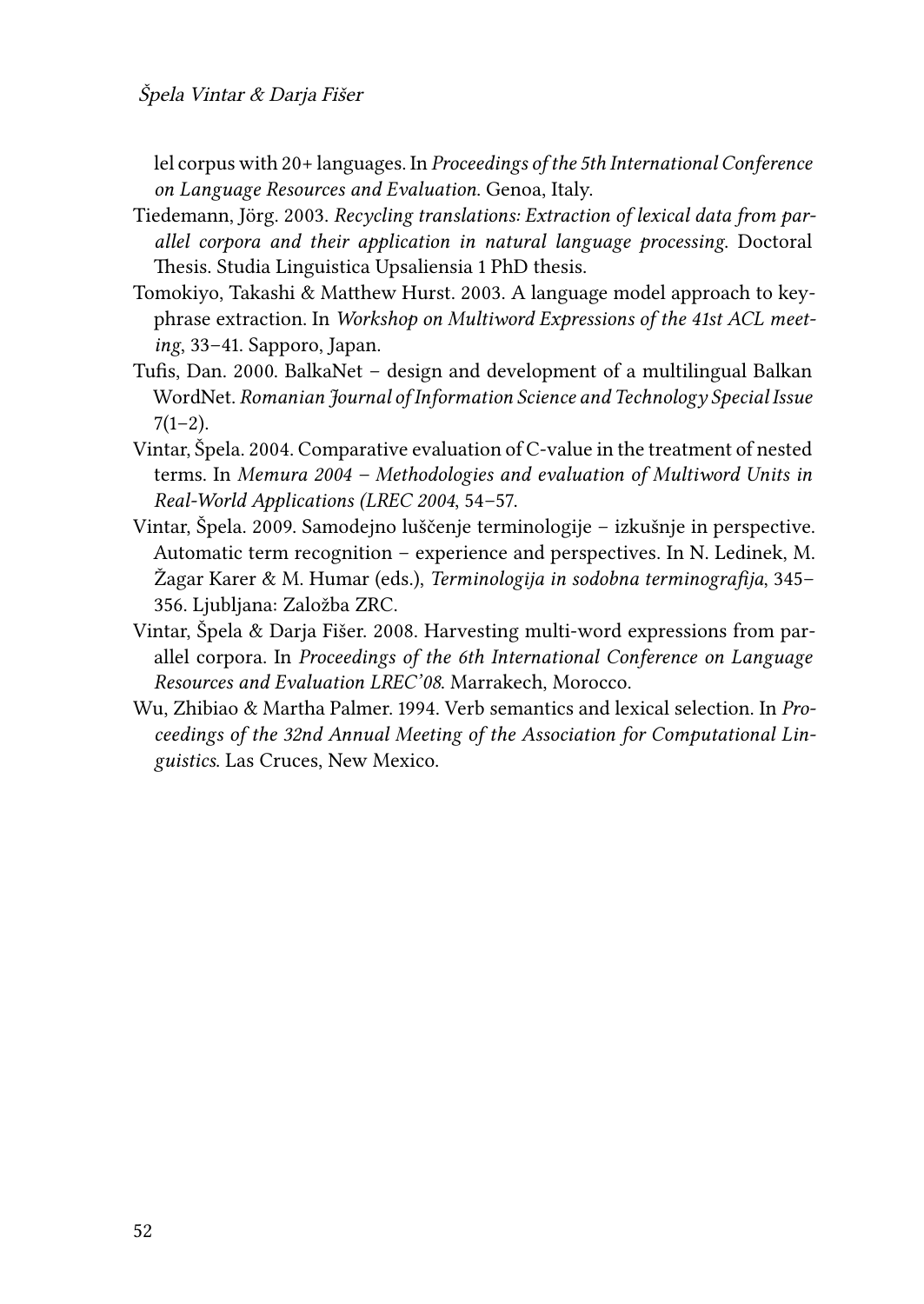lel corpus with 20+ languages. In *Proceedings of the 5th International Conference on Language Resources and Evaluation*. Genoa, Italy.

Tiedemann, Jörg. 2003. *Recycling translations: Extraction of lexical data from parallel corpora and their application in natural language processing*. Doctoral Thesis. Studia Linguistica Upsaliensia 1 PhD thesis.

Tomokiyo, Takashi & Matthew Hurst. 2003. A language model approach to keyphrase extraction. In *Workshop on Multiword Expressions of the 41st ACL meeting*, 33–41. Sapporo, Japan.

Tufis, Dan. 2000. BalkaNet – design and development of a multilingual Balkan WordNet. *Romanian Journal of Information Science and Technology Special Issue* 7(1–2).

Vintar, Špela. 2004. Comparative evaluation of C-value in the treatment of nested terms. In *Memura 2004 – Methodologies and evaluation of Multiword Units in Real-World Applications (LREC 2004*, 54–57.

Vintar, Špela. 2009. Samodejno luščenje terminologije – izkušnje in perspective. Automatic term recognition – experience and perspectives. In N. Ledinek, M. Žagar Karer & M. Humar (eds.), *Terminologija in sodobna terminografija*, 345–356. Ljubljana: Založba ZRC.

Vintar, Špela & Darja Fišer. 2008. Harvesting multi-word expressions from parallel corpora. In *Proceedings of the 6th International Conference on Language Resources and Evaluation LREC'08*. Marrakech, Morocco.

Wu, Zhibiao & Martha Palmer. 1994. Verb semantics and lexical selection. In *Proceedings of the 32nd Annual Meeting of the Association for Computational Linguistics*. Las Cruces, New Mexico.